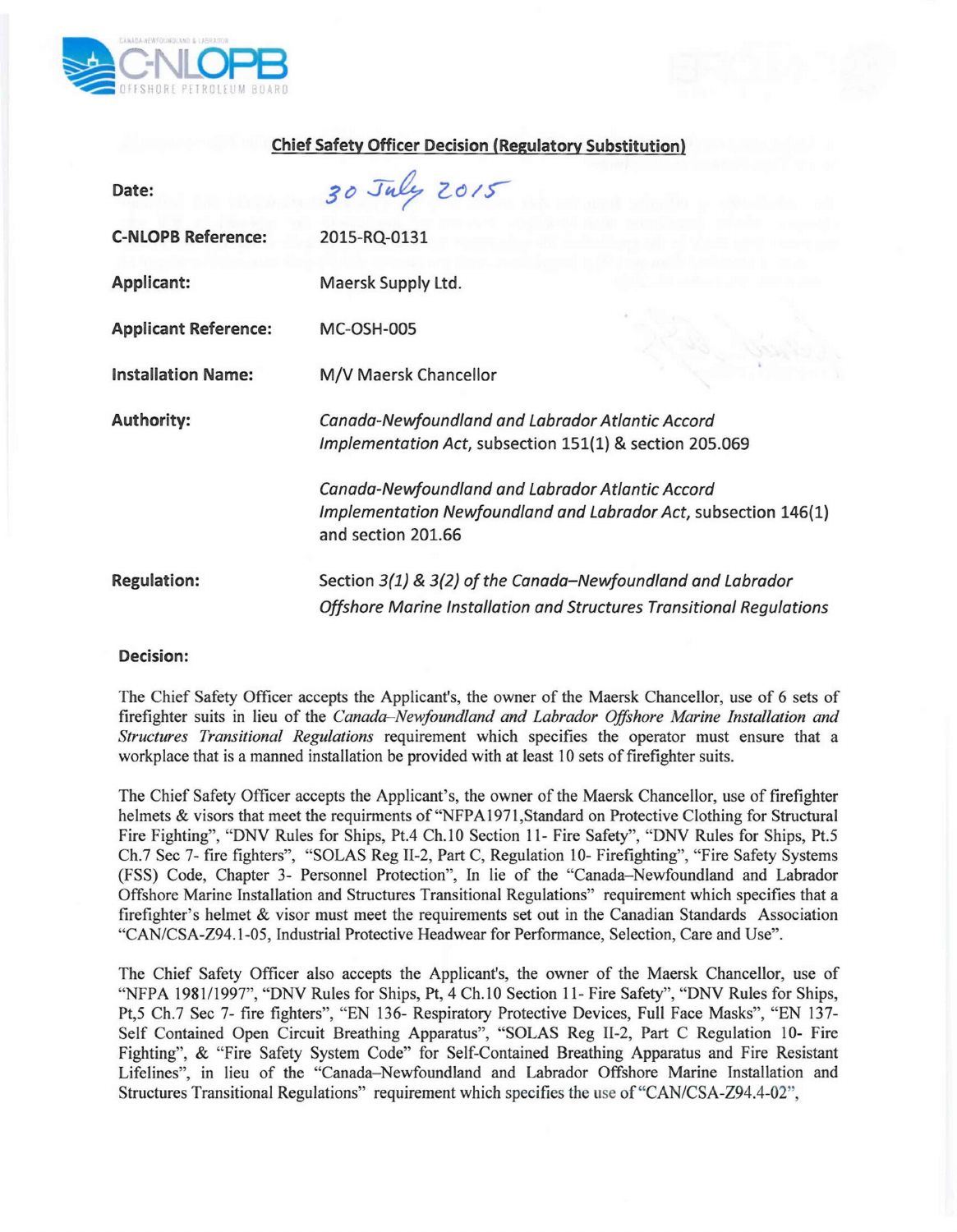**Chief Safety Officer Decision (Regulatory Substitution)**

| | |
|---|---|
| **Date:** | 30 July 2015 |
| **C-NLOPB Reference:** | 2015-RQ-0131 |
| **Applicant:** | Maersk Supply Ltd. |
| **Applicant Reference:** | MC-OSH-005 |
| **Installation Name:** | M/V Maersk Chancellor |
| **Authority:** | *Canada-Newfoundland and Labrador Atlantic Accord Implementation Act*, subsection 151(1) & section 205.069<br><br>*Canada-Newfoundland and Labrador Atlantic Accord Implementation Newfoundland and Labrador Act*, subsection 146(1) and section 201.66 |
| **Regulation:** | Section *3(1) & 3(2) of the Canada–Newfoundland and Labrador Offshore Marine Installation and Structures Transitional Regulations* |

**Decision:**

The Chief Safety Officer accepts the Applicant's, the owner of the Maersk Chancellor, use of 6 sets of firefighter suits in lieu of the *Canada–Newfoundland and Labrador Offshore Marine Installation and Structures Transitional Regulations* requirement which specifies the operator must ensure that a workplace that is a manned installation be provided with at least 10 sets of firefighter suits.

The Chief Safety Officer accepts the Applicant's, the owner of the Maersk Chancellor, use of firefighter helmets & visors that meet the requirments of "NFPA1971,Standard on Protective Clothing for Structural Fire Fighting", "DNV Rules for Ships, Pt.4 Ch.10 Section 11- Fire Safety", "DNV Rules for Ships, Pt.5 Ch.7 Sec 7- fire fighters", "SOLAS Reg II-2, Part C, Regulation 10- Firefighting", "Fire Safety Systems (FSS) Code, Chapter 3- Personnel Protection", In lie of the "Canada–Newfoundland and Labrador Offshore Marine Installation and Structures Transitional Regulations" requirement which specifies that a firefighter's helmet & visor must meet the requirements set out in the Canadian Standards Association "CAN/CSA-Z94.1-05, Industrial Protective Headwear for Performance, Selection, Care and Use".

The Chief Safety Officer also accepts the Applicant's, the owner of the Maersk Chancellor, use of "NFPA 1981/1997", "DNV Rules for Ships, Pt, 4 Ch.10 Section 11- Fire Safety", "DNV Rules for Ships, Pt,5 Ch.7 Sec 7- fire fighters", "EN 136- Respiratory Protective Devices, Full Face Masks", "EN 137- Self Contained Open Circuit Breathing Apparatus", "SOLAS Reg II-2, Part C Regulation 10- Fire Fighting", & "Fire Safety System Code" for Self-Contained Breathing Apparatus and Fire Resistant Lifelines", in lieu of the "Canada–Newfoundland and Labrador Offshore Marine Installation and Structures Transitional Regulations" requirement which specifies the use of "CAN/CSA-Z94.4-02",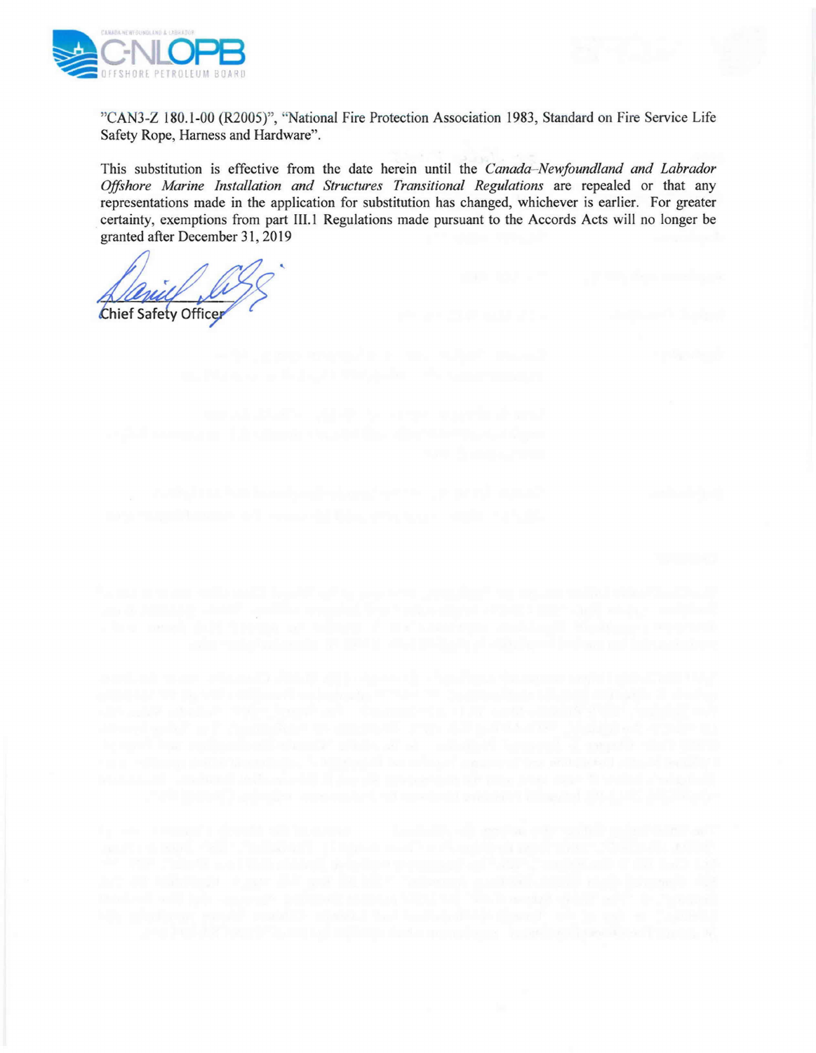"CAN3-Z 180.1-00 (R2005)", "National Fire Protection Association 1983, Standard on Fire Service Life Safety Rope, Harness and Hardware".

This substitution is effective from the date herein until the *Canada–Newfoundland and Labrador Offshore Marine Installation and Structures Transitional Regulations* are repealed or that any representations made in the application for substitution has changed, whichever is earlier. For greater certainty, exemptions from part III.1 Regulations made pursuant to the Accords Acts will no longer be granted after December 31, 2019

Chief Safety Officer